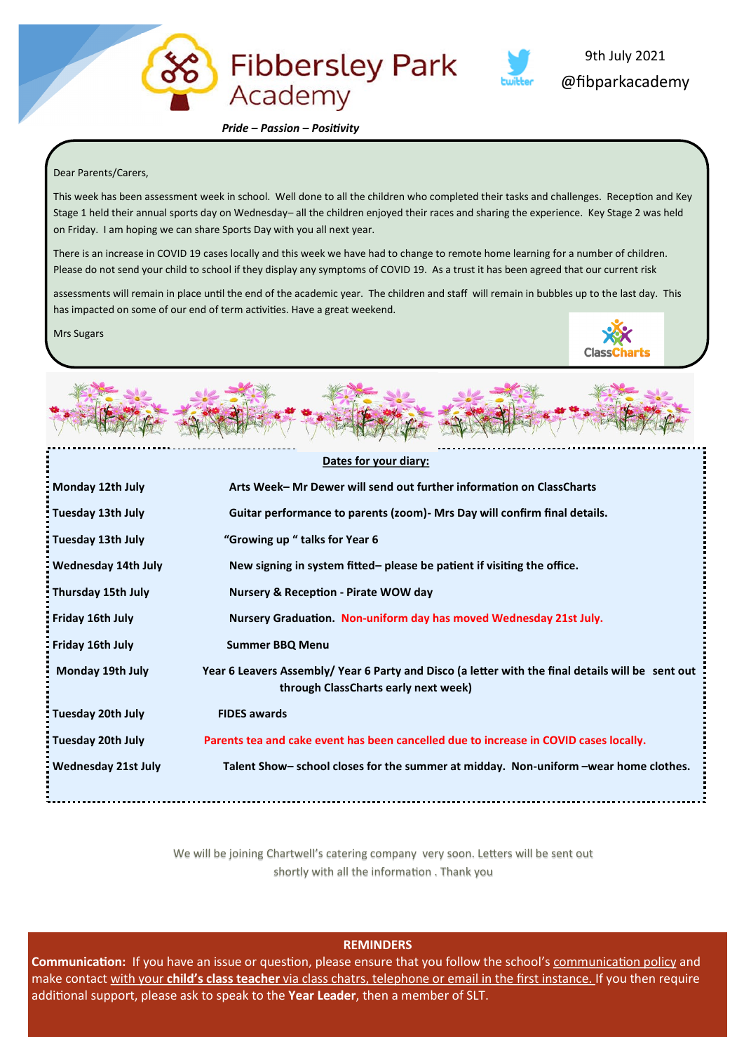# Fibbersley Park Academy

9th July 2021

@fibparkacademy

***Pride – Passion – Positivity***

Dear Parents/Carers,

This week has been assessment week in school. Well done to all the children who completed their tasks and challenges. Reception and Key Stage 1 held their annual sports day on Wednesday– all the children enjoyed their races and sharing the experience. Key Stage 2 was held on Friday. I am hoping we can share Sports Day with you all next year.

There is an increase in COVID 19 cases locally and this week we have had to change to remote home learning for a number of children. Please do not send your child to school if they display any symptoms of COVID 19. As a trust it has been agreed that our current risk

assessments will remain in place until the end of the academic year. The children and staff will remain in bubbles up to the last day. This has impacted on some of our end of term activities. Have a great weekend.

Mrs Sugars

ClassCharts

**Dates for your diary:**

| | |
|---|---|
| **Monday 12th July** | **Arts Week– Mr Dewer will send out further information on ClassCharts** |
| **Tuesday 13th July** | **Guitar performance to parents (zoom)- Mrs Day will confirm final details.** |
| **Tuesday 13th July** | **"Growing up " talks for Year 6** |
| **Wednesday 14th July** | **New signing in system fitted– please be patient if visiting the office.** |
| **Thursday 15th July** | **Nursery & Reception - Pirate WOW day** |
| **Friday 16th July** | **Nursery Graduation. Non-uniform day has moved Wednesday 21st July.** |
| **Friday 16th July** | **Summer BBQ Menu** |
| **Monday 19th July** | **Year 6 Leavers Assembly/ Year 6 Party and Disco (a letter with the final details will be sent out through ClassCharts early next week)** |
| **Tuesday 20th July** | **FIDES awards** |
| **Tuesday 20th July** | **Parents tea and cake event has been cancelled due to increase in COVID cases locally.** |
| **Wednesday 21st July** | **Talent Show– school closes for the summer at midday. Non-uniform –wear home clothes.** |

We will be joining Chartwell's catering company very soon. Letters will be sent out shortly with all the information . Thank you

**REMINDERS**

**Communication:** If you have an issue or question, please ensure that you follow the school's communication policy and make contact with your **child's class teacher** via class chatrs, telephone or email in the first instance. If you then require additional support, please ask to speak to the **Year Leader**, then a member of SLT.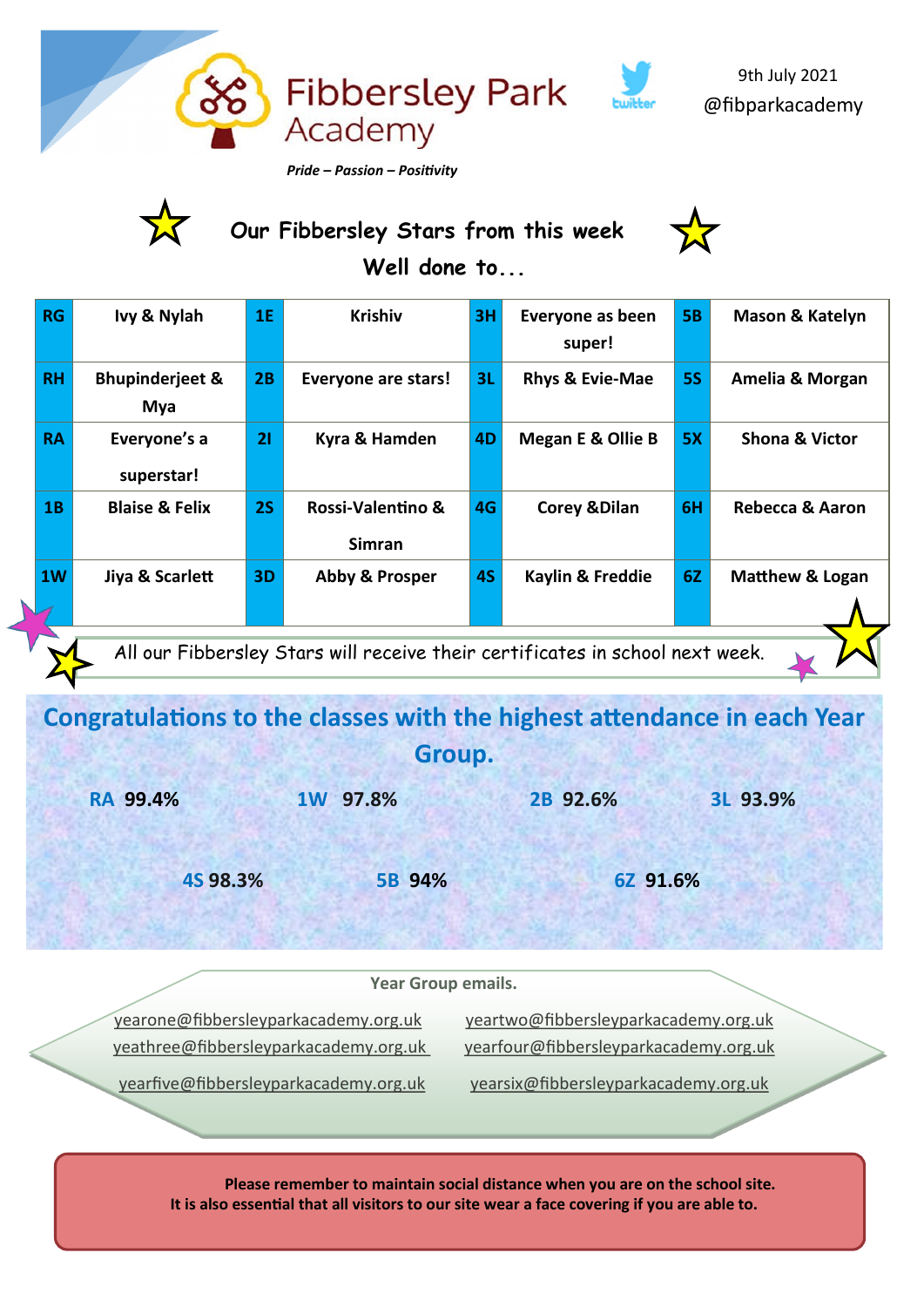# Fibbersley Park Academy

*Pride – Passion – Positivity*

9th July 2021
@fibparkacademy

## Our Fibbersley Stars from this week

### Well done to...

| | | | | | | | |
|---|---|---|---|---|---|---|---|
| RG | Ivy & Nylah | 1E | Krishiv | 3H | Everyone as been super! | 5B | Mason & Katelyn |
| RH | Bhupinderjeet & Mya | 2B | Everyone are stars! | 3L | Rhys & Evie-Mae | 5S | Amelia & Morgan |
| RA | Everyone's a superstar! | 2I | Kyra & Hamden | 4D | Megan E & Ollie B | 5X | Shona & Victor |
| 1B | Blaise & Felix | 2S | Rossi-Valentino & Simran | 4G | Corey &Dilan | 6H | Rebecca & Aaron |
| 1W | Jiya & Scarlett | 3D | Abby & Prosper | 4S | Kaylin & Freddie | 6Z | Matthew & Logan |

All our Fibbersley Stars will receive their certificates in school next week.

## Congratulations to the classes with the highest attendance in each Year Group.

**RA** 99.4% **1W** 97.8% **2B** 92.6% **3L** 93.9%

**4S** 98.3% **5B** 94% **6Z** 91.6%

**Year Group emails.**

yearone@fibbersleyparkacademy.org.uk
yeartwo@fibbersleyparkacademy.org.uk
yeathree@fibbersleyparkacademy.org.uk
yearfour@fibbersleyparkacademy.org.uk
yearfive@fibbersleyparkacademy.org.uk
yearsix@fibbersleyparkacademy.org.uk

**Please remember to maintain social distance when you are on the school site.**
**It is also essential that all visitors to our site wear a face covering if you are able to.**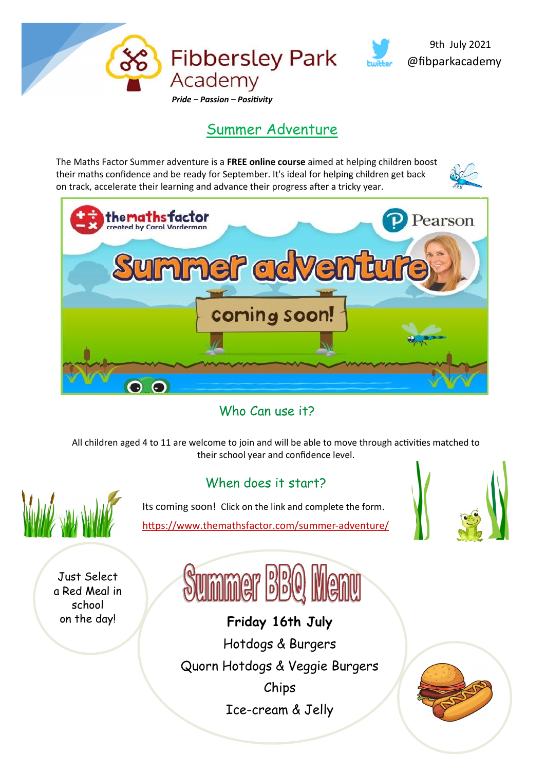# Fibbersley Park Academy

*Pride – Passion – Positivity*

9th July 2021

@fibparkacademy

## Summer Adventure

The Maths Factor Summer adventure is a **FREE online course** aimed at helping children boost their maths confidence and be ready for September. It's ideal for helping children get back on track, accelerate their learning and advance their progress after a tricky year.

themathsfactor created by Carol Vorderman

Pearson

Summer adventure

coming soon!

## Who Can use it?

All children aged 4 to 11 are welcome to join and will be able to move through activities matched to their school year and confidence level.

## When does it start?

Its coming soon! Click on the link and complete the form.

https://www.themathsfactor.com/summer-adventure/

Just Select a Red Meal in school on the day!

## Summer BBQ Menu

**Friday 16th July**

Hotdogs & Burgers

Quorn Hotdogs & Veggie Burgers

Chips

Ice-cream & Jelly